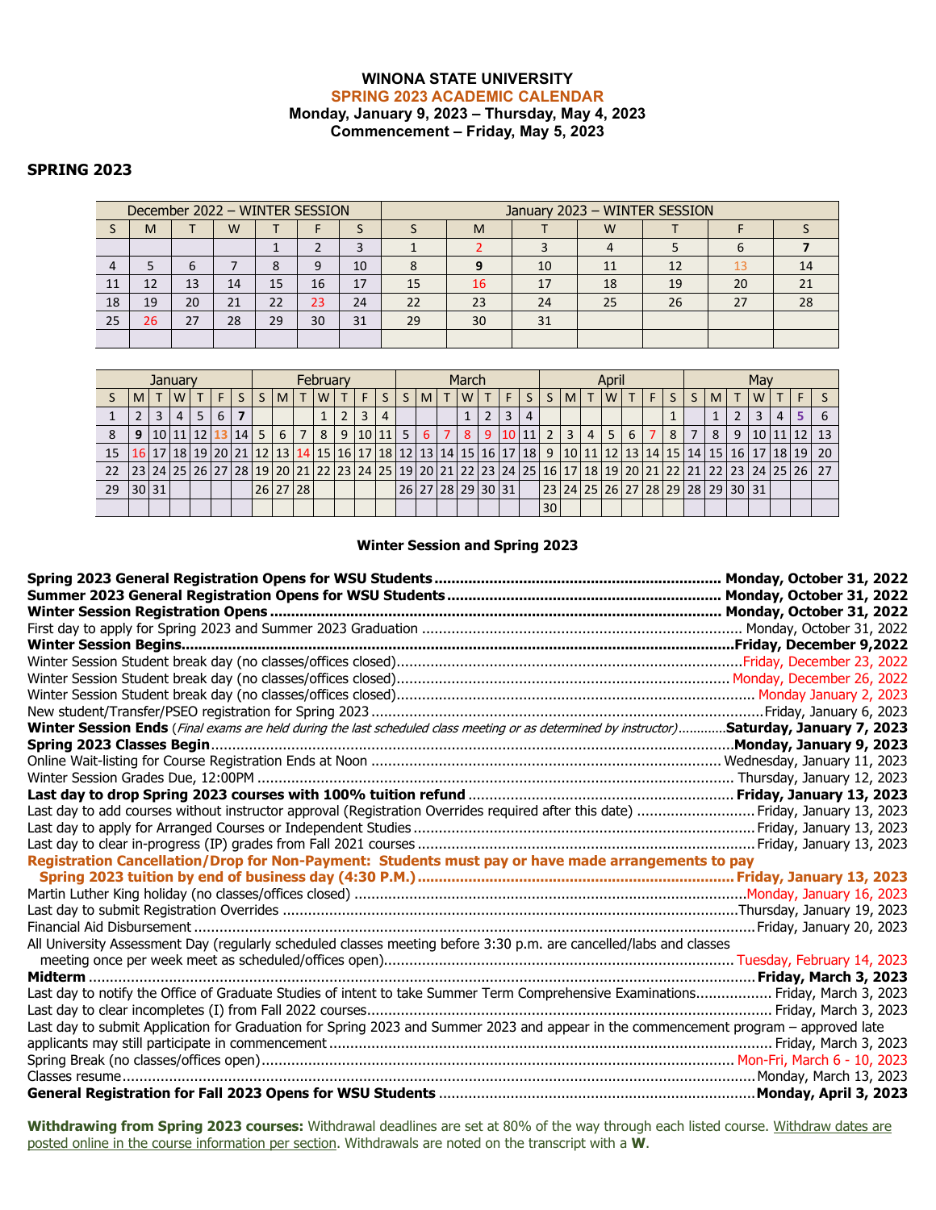# WINONA STATE UNIVERSITY

## SPRING 2023 ACADEMIC CALENDAR

**Monday, January 9, 2023 – Thursday, May 4, 2023**

**Commencement – Friday, May 5, 2023**

## SPRING 2023

| December 2022 – WINTER SESSION | | | | | | | January 2023 – WINTER SESSION | | | | | | |
|---|---|---|---|---|---|---|---|---|---|---|---|---|---|
| S | M | T | W | T | F | S | S | M | T | W | T | F | S |
| | | | | 1 | 2 | 3 | 1 | 2 | 3 | 4 | 5 | 6 | **7** |
| 4 | 5 | 6 | 7 | 8 | 9 | 10 | 8 | **9** | 10 | 11 | 12 | 13 | 14 |
| 11 | 12 | 13 | 14 | 15 | 16 | 17 | 15 | 16 | 17 | 18 | 19 | 20 | 21 |
| 18 | 19 | 20 | 21 | 22 | 23 | 24 | 22 | 23 | 24 | 25 | 26 | 27 | 28 |
| 25 | 26 | 27 | 28 | 29 | 30 | 31 | 29 | 30 | 31 | | | | |

| January | | | | | | | February | | | | | | | March | | | | | | | April | | | | | | | May | | | | | | |
|---|---|---|---|---|---|---|---|---|---|---|---|---|---|---|---|---|---|---|---|---|---|---|---|---|---|---|---|---|---|---|---|---|---|---|
| S | M | T | W | T | F | S | S | M | T | W | T | F | S | S | M | T | W | T | F | S | S | M | T | W | T | F | S | S | M | T | W | T | F | S |
| 1 | 2 | 3 | 4 | 5 | 6 | **7** | | | | 1 | 2 | 3 | 4 | | | | 1 | 2 | 3 | 4 | | | | | | | 1 | | 1 | 2 | 3 | 4 | **5** | 6 |
| 8 | **9** | 10 | 11 | 12 | 13 | 14 | 5 | 6 | 7 | 8 | 9 | 10 | 11 | 5 | 6 | 7 | 8 | 9 | 10 | 11 | 2 | 3 | 4 | 5 | 6 | 7 | 8 | 7 | 8 | 9 | 10 | 11 | 12 | 13 |
| 15 | 16 | 17 | 18 | 19 | 20 | 21 | 12 | 13 | 14 | 15 | 16 | 17 | 18 | 12 | 13 | 14 | 15 | 16 | 17 | 18 | 9 | 10 | 11 | 12 | 13 | 14 | 15 | 14 | 15 | 16 | 17 | 18 | 19 | 20 |
| 22 | 23 | 24 | 25 | 26 | 27 | 28 | 19 | 20 | 21 | 22 | 23 | 24 | 25 | 19 | 20 | 21 | 22 | 23 | 24 | 25 | 16 | 17 | 18 | 19 | 20 | 21 | 22 | 21 | 22 | 23 | 24 | 25 | 26 | 27 |
| 29 | 30 | 31 | | | | | 26 | 27 | 28 | | | | | 26 | 27 | 28 | 29 | 30 | 31 | | 23 | 24 | 25 | 26 | 27 | 28 | 29 | 28 | 29 | 30 | 31 | | | |
| | | | | | | | | | | | | | | | | | | | | | 30 | | | | | | | | | | | | | |

### Winter Session and Spring 2023

**Spring 2023 General Registration Opens for WSU Students** .......... **Monday, October 31, 2022**
**Summer 2023 General Registration Opens for WSU Students** .......... **Monday, October 31, 2022**
**Winter Session Registration Opens** .......... **Monday, October 31, 2022**
First day to apply for Spring 2023 and Summer 2023 Graduation .......... Monday, October 31, 2022
**Winter Session Begins** .......... **Friday, December 9,2022**
Winter Session Student break day (no classes/offices closed) .......... Friday, December 23, 2022
Winter Session Student break day (no classes/offices closed) .......... Monday, December 26, 2022
Winter Session Student break day (no classes/offices closed) .......... Monday January 2, 2023
New student/Transfer/PSEO registration for Spring 2023 .......... Friday, January 6, 2023
**Winter Session Ends** (*Final exams are held during the last scheduled class meeting or as determined by instructor*) .......... **Saturday, January 7, 2023**
**Spring 2023 Classes Begin** .......... **Monday, January 9, 2023**
Online Wait-listing for Course Registration Ends at Noon .......... Wednesday, January 11, 2023
Winter Session Grades Due, 12:00PM .......... Thursday, January 12, 2023
**Last day to drop Spring 2023 courses with 100% tuition refund** .......... **Friday, January 13, 2023**
Last day to add courses without instructor approval (Registration Overrides required after this date) .......... Friday, January 13, 2023
Last day to apply for Arranged Courses or Independent Studies .......... Friday, January 13, 2023
Last day to clear in-progress (IP) grades from Fall 2021 courses .......... Friday, January 13, 2023
**Registration Cancellation/Drop for Non-Payment: Students must pay or have made arrangements to pay Spring 2023 tuition by end of business day (4:30 P.M.)** .......... **Friday, January 13, 2023**
Martin Luther King holiday (no classes/offices closed) .......... Monday, January 16, 2023
Last day to submit Registration Overrides .......... Thursday, January 19, 2023
Financial Aid Disbursement .......... Friday, January 20, 2023
All University Assessment Day (regularly scheduled classes meeting before 3:30 p.m. are cancelled/labs and classes meeting once per week meet as scheduled/offices open) .......... Tuesday, February 14, 2023
**Midterm** .......... **Friday, March 3, 2023**
Last day to notify the Office of Graduate Studies of intent to take Summer Term Comprehensive Examinations .......... Friday, March 3, 2023
Last day to clear incompletes (I) from Fall 2022 courses .......... Friday, March 3, 2023
Last day to submit Application for Graduation for Spring 2023 and Summer 2023 and appear in the commencement program – approved late applicants may still participate in commencement .......... Friday, March 3, 2023
Spring Break (no classes/offices open) .......... Mon-Fri, March 6 - 10, 2023
Classes resume .......... Monday, March 13, 2023
**General Registration for Fall 2023 Opens for WSU Students** .......... **Monday, April 3, 2023**

**Withdrawing from Spring 2023 courses:** Withdrawal deadlines are set at 80% of the way through each listed course. Withdraw dates are posted online in the course information per section. Withdrawals are noted on the transcript with a **W**.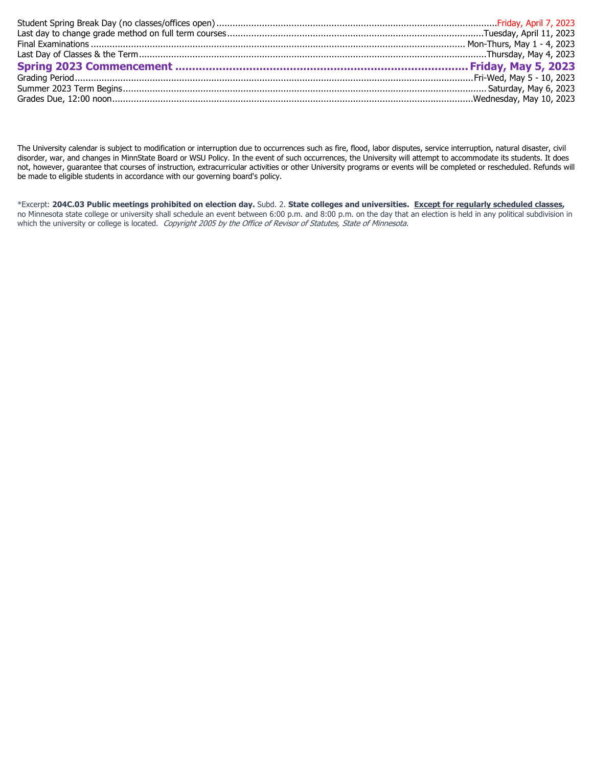Student Spring Break Day (no classes/offices open)........................................................................................................Friday, April 7, 2023
Last day to change grade method on full term courses................................................................................................Tuesday, April 11, 2023
Final Examinations ........................................................................................................................................... Mon-Thurs, May 1 - 4, 2023
Last Day of Classes & the Term.................................................................................................................................Thursday, May 4, 2023

**Spring 2023 Commencement ....................................................................................... Friday, May 5, 2023**

Grading Period....................................................................................................................................................Fri-Wed, May 5 - 10, 2023
Summer 2023 Term Begins...................................................................................................................................... Saturday, May 6, 2023
Grades Due, 12:00 noon.....................................................................................................................................Wednesday, May 10, 2023

The University calendar is subject to modification or interruption due to occurrences such as fire, flood, labor disputes, service interruption, natural disaster, civil disorder, war, and changes in MinnState Board or WSU Policy. In the event of such occurrences, the University will attempt to accommodate its students. It does not, however, guarantee that courses of instruction, extracurricular activities or other University programs or events will be completed or rescheduled. Refunds will be made to eligible students in accordance with our governing board's policy.

*Excerpt: **204C.03 Public meetings prohibited on election day.** Subd. 2. **State colleges and universities.** **Except for regularly scheduled classes,** no Minnesota state college or university shall schedule an event between 6:00 p.m. and 8:00 p.m. on the day that an election is held in any political subdivision in which the university or college is located. *Copyright 2005 by the Office of Revisor of Statutes, State of Minnesota.*